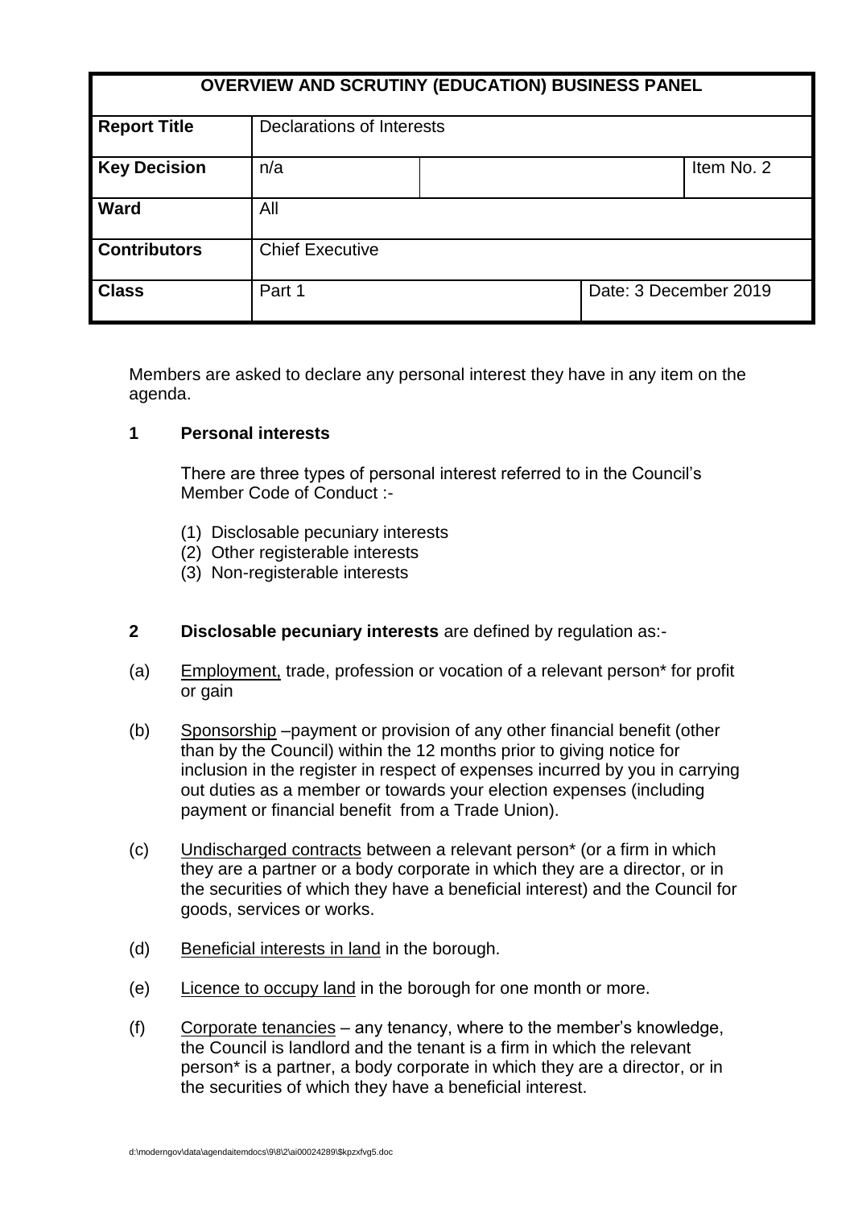| OVERVIEW AND SCRUTINY (EDUCATION) BUSINESS PANEL | | | |
|---|---|---|---|
| **Report Title** | Declarations of Interests | | |
| **Key Decision** | n/a | | Item No. 2 |
| **Ward** | All | | |
| **Contributors** | Chief Executive | | |
| **Class** | Part 1 | Date: 3 December 2019 | |

Members are asked to declare any personal interest they have in any item on the agenda.

## 1 Personal interests

There are three types of personal interest referred to in the Council's Member Code of Conduct :-

(1) Disclosable pecuniary interests
(2) Other registerable interests
(3) Non-registerable interests

## 2 **Disclosable pecuniary interests** are defined by regulation as:-

(a) Employment, trade, profession or vocation of a relevant person* for profit or gain

(b) Sponsorship –payment or provision of any other financial benefit (other than by the Council) within the 12 months prior to giving notice for inclusion in the register in respect of expenses incurred by you in carrying out duties as a member or towards your election expenses (including payment or financial benefit from a Trade Union).

(c) Undischarged contracts between a relevant person* (or a firm in which they are a partner or a body corporate in which they are a director, or in the securities of which they have a beneficial interest) and the Council for goods, services or works.

(d) Beneficial interests in land in the borough.

(e) Licence to occupy land in the borough for one month or more.

(f) Corporate tenancies – any tenancy, where to the member's knowledge, the Council is landlord and the tenant is a firm in which the relevant person* is a partner, a body corporate in which they are a director, or in the securities of which they have a beneficial interest.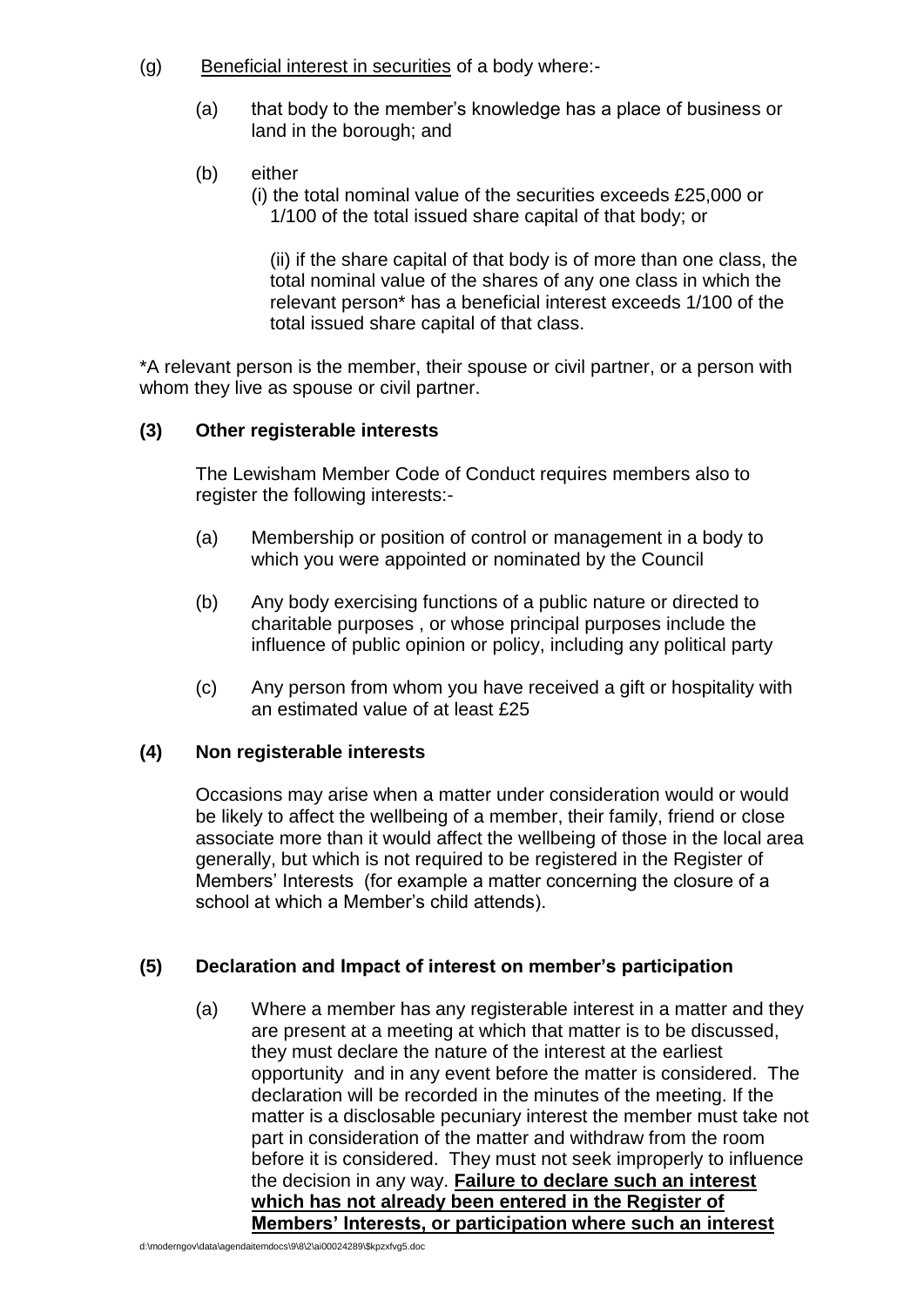(g) Beneficial interest in securities of a body where:-

(a) that body to the member's knowledge has a place of business or land in the borough; and

(b) either
(i) the total nominal value of the securities exceeds £25,000 or 1/100 of the total issued share capital of that body; or

(ii) if the share capital of that body is of more than one class, the total nominal value of the shares of any one class in which the relevant person* has a beneficial interest exceeds 1/100 of the total issued share capital of that class.

*A relevant person is the member, their spouse or civil partner, or a person with whom they live as spouse or civil partner.

**(3) Other registerable interests**

The Lewisham Member Code of Conduct requires members also to register the following interests:-

(a) Membership or position of control or management in a body to which you were appointed or nominated by the Council

(b) Any body exercising functions of a public nature or directed to charitable purposes , or whose principal purposes include the influence of public opinion or policy, including any political party

(c) Any person from whom you have received a gift or hospitality with an estimated value of at least £25

**(4) Non registerable interests**

Occasions may arise when a matter under consideration would or would be likely to affect the wellbeing of a member, their family, friend or close associate more than it would affect the wellbeing of those in the local area generally, but which is not required to be registered in the Register of Members' Interests (for example a matter concerning the closure of a school at which a Member's child attends).

**(5) Declaration and Impact of interest on member's participation**

(a) Where a member has any registerable interest in a matter and they are present at a meeting at which that matter is to be discussed, they must declare the nature of the interest at the earliest opportunity and in any event before the matter is considered. The declaration will be recorded in the minutes of the meeting. If the matter is a disclosable pecuniary interest the member must take not part in consideration of the matter and withdraw from the room before it is considered. They must not seek improperly to influence the decision in any way. **Failure to declare such an interest which has not already been entered in the Register of Members' Interests, or participation where such an interest**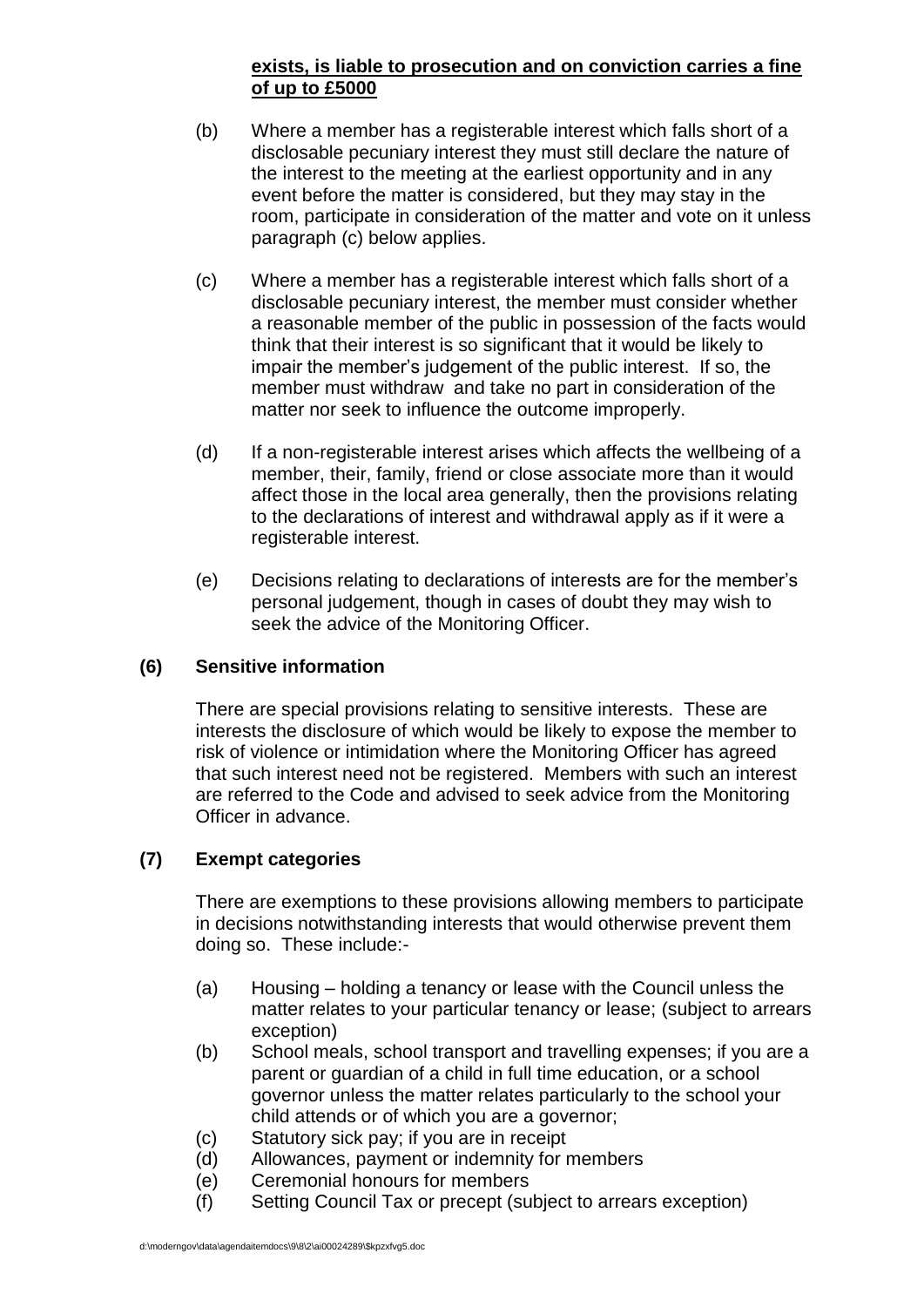**exists, is liable to prosecution and on conviction carries a fine of up to £5000**

(b) Where a member has a registerable interest which falls short of a disclosable pecuniary interest they must still declare the nature of the interest to the meeting at the earliest opportunity and in any event before the matter is considered, but they may stay in the room, participate in consideration of the matter and vote on it unless paragraph (c) below applies.

(c) Where a member has a registerable interest which falls short of a disclosable pecuniary interest, the member must consider whether a reasonable member of the public in possession of the facts would think that their interest is so significant that it would be likely to impair the member's judgement of the public interest. If so, the member must withdraw and take no part in consideration of the matter nor seek to influence the outcome improperly.

(d) If a non-registerable interest arises which affects the wellbeing of a member, their, family, friend or close associate more than it would affect those in the local area generally, then the provisions relating to the declarations of interest and withdrawal apply as if it were a registerable interest.

(e) Decisions relating to declarations of interests are for the member's personal judgement, though in cases of doubt they may wish to seek the advice of the Monitoring Officer.

**(6) Sensitive information**

There are special provisions relating to sensitive interests. These are interests the disclosure of which would be likely to expose the member to risk of violence or intimidation where the Monitoring Officer has agreed that such interest need not be registered. Members with such an interest are referred to the Code and advised to seek advice from the Monitoring Officer in advance.

**(7) Exempt categories**

There are exemptions to these provisions allowing members to participate in decisions notwithstanding interests that would otherwise prevent them doing so. These include:-

(a) Housing – holding a tenancy or lease with the Council unless the matter relates to your particular tenancy or lease; (subject to arrears exception)
(b) School meals, school transport and travelling expenses; if you are a parent or guardian of a child in full time education, or a school governor unless the matter relates particularly to the school your child attends or of which you are a governor;
(c) Statutory sick pay; if you are in receipt
(d) Allowances, payment or indemnity for members
(e) Ceremonial honours for members
(f) Setting Council Tax or precept (subject to arrears exception)